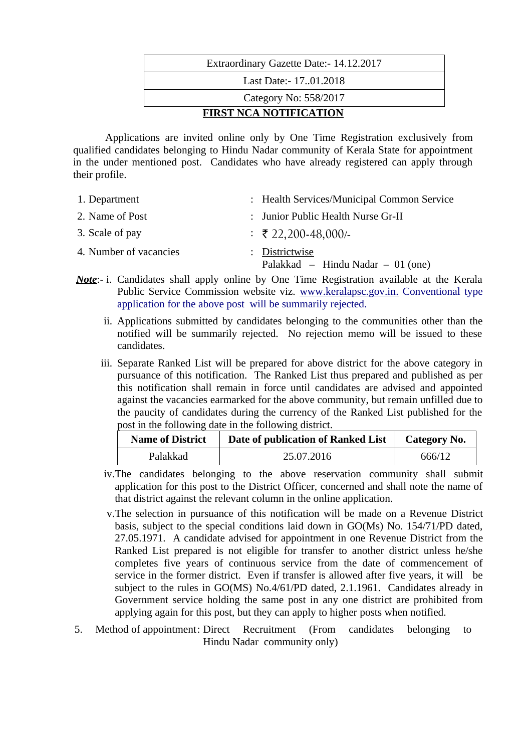| Extraordinary Gazette Date:- 14.12.2017 |
|---|
| Last Date:- 17..01.2018 |
| Category No: 558/2017 |

## FIRST NCA NOTIFICATION

Applications are invited online only by One Time Registration exclusively from qualified candidates belonging to Hindu Nadar community of Kerala State for appointment in the under mentioned post. Candidates who have already registered can apply through their profile.

1. Department : Health Services/Municipal Common Service
2. Name of Post : Junior Public Health Nurse Gr-II
3. Scale of pay : ₹ 22,200-48,000/-
4. Number of vacancies : Districtwise
   Palakkad – Hindu Nadar – 01 (one)

***Note***:- i. Candidates shall apply online by One Time Registration available at the Kerala Public Service Commission website viz. www.keralapsc.gov.in. Conventional type application for the above post will be summarily rejected.

ii. Applications submitted by candidates belonging to the communities other than the notified will be summarily rejected. No rejection memo will be issued to these candidates.

iii. Separate Ranked List will be prepared for above district for the above category in pursuance of this notification. The Ranked List thus prepared and published as per this notification shall remain in force until candidates are advised and appointed against the vacancies earmarked for the above community, but remain unfilled due to the paucity of candidates during the currency of the Ranked List published for the post in the following date in the following district.

| Name of District | Date of publication of Ranked List | Category No. |
|---|---|---|
| Palakkad | 25.07.2016 | 666/12 |

iv. The candidates belonging to the above reservation community shall submit application for this post to the District Officer, concerned and shall note the name of that district against the relevant column in the online application.

v. The selection in pursuance of this notification will be made on a Revenue District basis, subject to the special conditions laid down in GO(Ms) No. 154/71/PD dated, 27.05.1971. A candidate advised for appointment in one Revenue District from the Ranked List prepared is not eligible for transfer to another district unless he/she completes five years of continuous service from the date of commencement of service in the former district. Even if transfer is allowed after five years, it will be subject to the rules in GO(MS) No.4/61/PD dated, 2.1.1961. Candidates already in Government service holding the same post in any one district are prohibited from applying again for this post, but they can apply to higher posts when notified.

5. Method of appointment: Direct Recruitment (From candidates belonging to Hindu Nadar community only)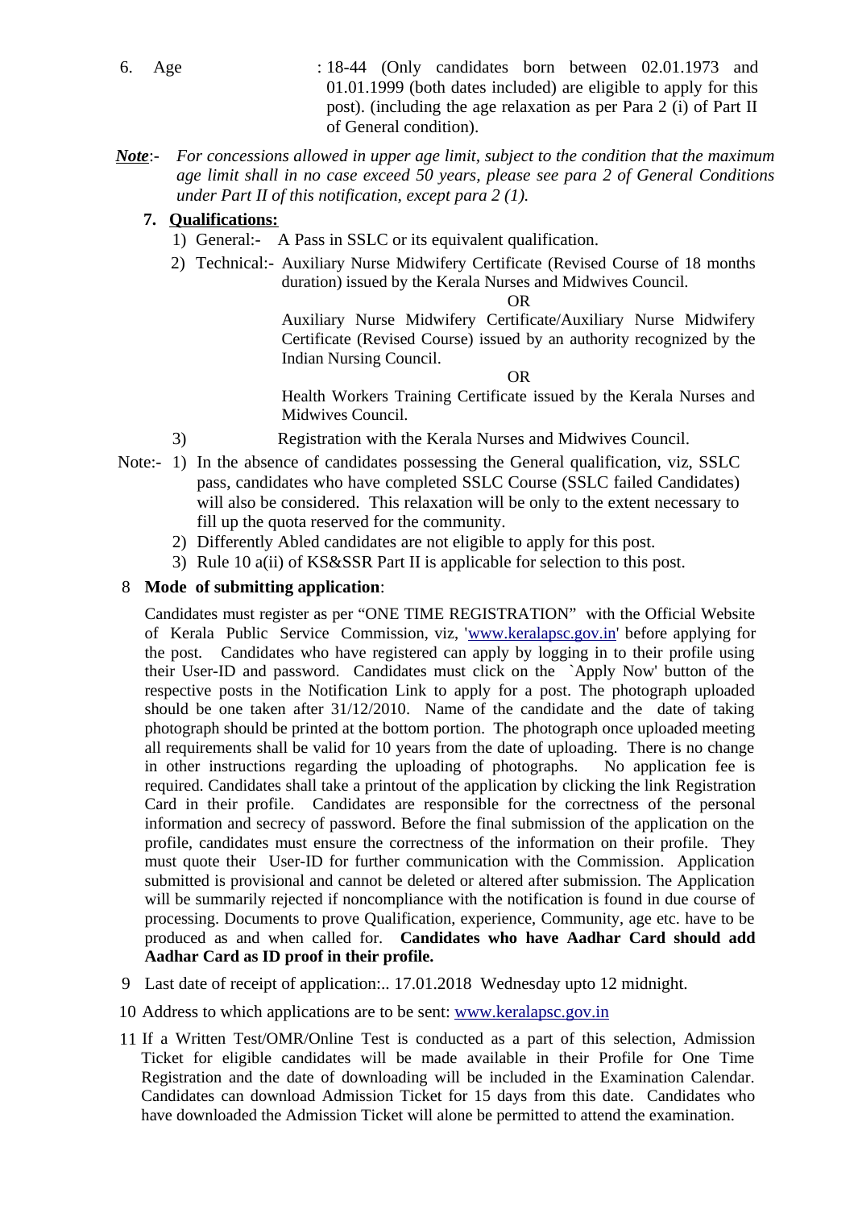6. Age : 18-44 (Only candidates born between 02.01.1973 and 01.01.1999 (both dates included) are eligible to apply for this post). (including the age relaxation as per Para 2 (i) of Part II of General condition).

***Note***:- *For concessions allowed in upper age limit, subject to the condition that the maximum age limit shall in no case exceed 50 years, please see para 2 of General Conditions under Part II of this notification, except para 2 (1).*

**7. Qualifications:**

1) General:- A Pass in SSLC or its equivalent qualification.

2) Technical:- Auxiliary Nurse Midwifery Certificate (Revised Course of 18 months duration) issued by the Kerala Nurses and Midwives Council.

OR

Auxiliary Nurse Midwifery Certificate/Auxiliary Nurse Midwifery Certificate (Revised Course) issued by an authority recognized by the Indian Nursing Council.

OR

Health Workers Training Certificate issued by the Kerala Nurses and Midwives Council.

3) Registration with the Kerala Nurses and Midwives Council.

Note:-
1) In the absence of candidates possessing the General qualification, viz, SSLC pass, candidates who have completed SSLC Course (SSLC failed Candidates) will also be considered. This relaxation will be only to the extent necessary to fill up the quota reserved for the community.
2) Differently Abled candidates are not eligible to apply for this post.
3) Rule 10 a(ii) of KS&SSR Part II is applicable for selection to this post.

8 **Mode of submitting application**:

Candidates must register as per "ONE TIME REGISTRATION" with the Official Website of Kerala Public Service Commission, viz, 'www.keralapsc.gov.in' before applying for the post. Candidates who have registered can apply by logging in to their profile using their User-ID and password. Candidates must click on the `Apply Now' button of the respective posts in the Notification Link to apply for a post. The photograph uploaded should be one taken after 31/12/2010. Name of the candidate and the date of taking photograph should be printed at the bottom portion. The photograph once uploaded meeting all requirements shall be valid for 10 years from the date of uploading. There is no change in other instructions regarding the uploading of photographs. No application fee is required. Candidates shall take a printout of the application by clicking the link Registration Card in their profile. Candidates are responsible for the correctness of the personal information and secrecy of password. Before the final submission of the application on the profile, candidates must ensure the correctness of the information on their profile. They must quote their User-ID for further communication with the Commission. Application submitted is provisional and cannot be deleted or altered after submission. The Application will be summarily rejected if noncompliance with the notification is found in due course of processing. Documents to prove Qualification, experience, Community, age etc. have to be produced as and when called for. **Candidates who have Aadhar Card should add Aadhar Card as ID proof in their profile.**

9 Last date of receipt of application:.. 17.01.2018 Wednesday upto 12 midnight.

10 Address to which applications are to be sent: www.keralapsc.gov.in

11 If a Written Test/OMR/Online Test is conducted as a part of this selection, Admission Ticket for eligible candidates will be made available in their Profile for One Time Registration and the date of downloading will be included in the Examination Calendar. Candidates can download Admission Ticket for 15 days from this date. Candidates who have downloaded the Admission Ticket will alone be permitted to attend the examination.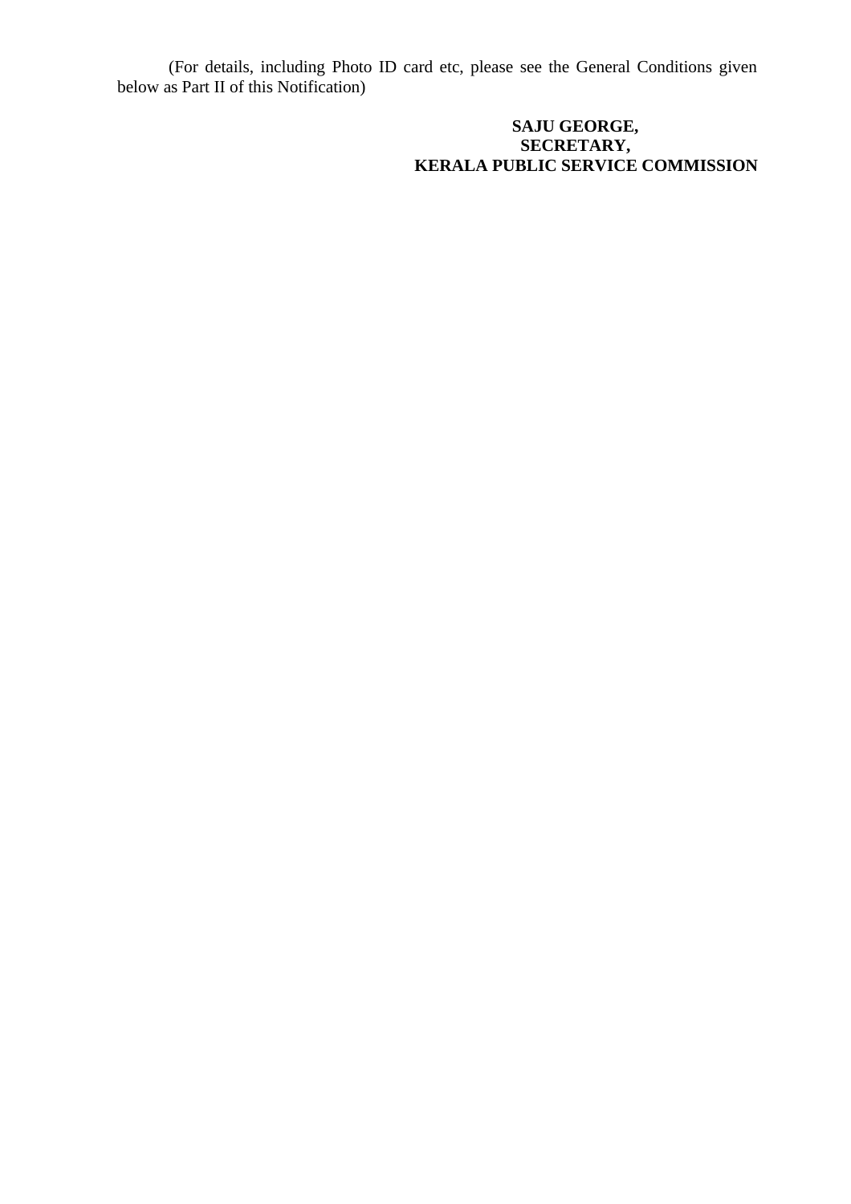(For details, including Photo ID card etc, please see the General Conditions given below as Part II of this Notification)

**SAJU GEORGE,**
**SECRETARY,**
**KERALA PUBLIC SERVICE COMMISSION**